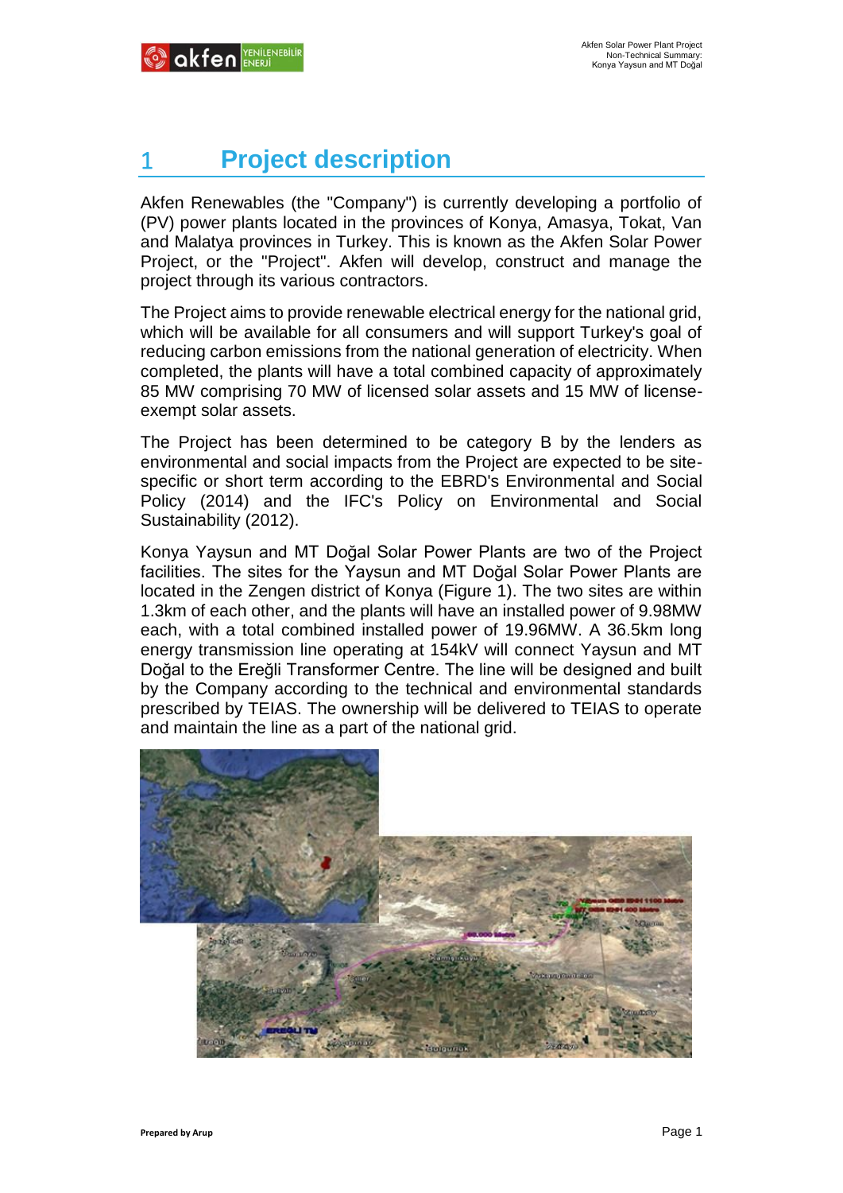# 1 Project description

Akfen Renewables (the "Company") is currently developing a portfolio of (PV) power plants located in the provinces of Konya, Amasya, Tokat, Van and Malatya provinces in Turkey. This is known as the Akfen Solar Power Project, or the "Project". Akfen will develop, construct and manage the project through its various contractors.

The Project aims to provide renewable electrical energy for the national grid, which will be available for all consumers and will support Turkey's goal of reducing carbon emissions from the national generation of electricity. When completed, the plants will have a total combined capacity of approximately 85 MW comprising 70 MW of licensed solar assets and 15 MW of license-exempt solar assets.

The Project has been determined to be category B by the lenders as environmental and social impacts from the Project are expected to be site-specific or short term according to the EBRD's Environmental and Social Policy (2014) and the IFC's Policy on Environmental and Social Sustainability (2012).

Konya Yaysun and MT Doğal Solar Power Plants are two of the Project facilities. The sites for the Yaysun and MT Doğal Solar Power Plants are located in the Zengen district of Konya (Figure 1). The two sites are within 1.3km of each other, and the plants will have an installed power of 9.98MW each, with a total combined installed power of 19.96MW. A 36.5km long energy transmission line operating at 154kV will connect Yaysun and MT Doğal to the Ereğli Transformer Centre. The line will be designed and built by the Company according to the technical and environmental standards prescribed by TEIAS. The ownership will be delivered to TEIAS to operate and maintain the line as a part of the national grid.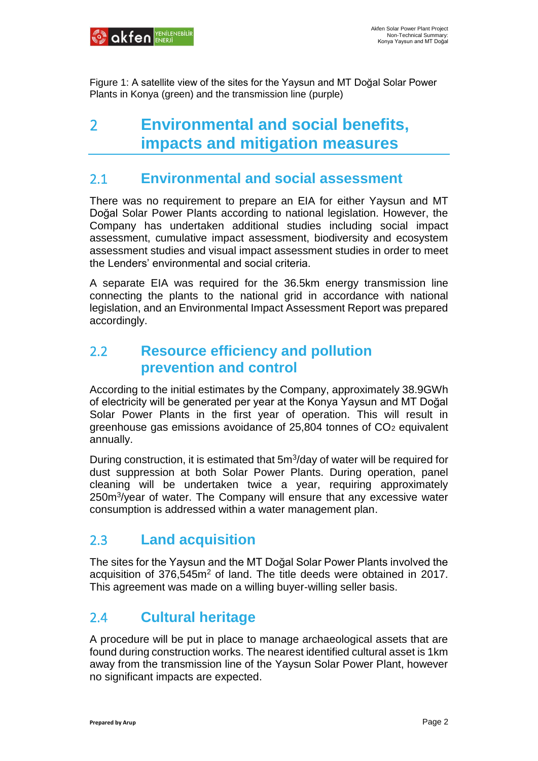Figure 1: A satellite view of the sites for the Yaysun and MT Doğal Solar Power Plants in Konya (green) and the transmission line (purple)

# 2 Environmental and social benefits, impacts and mitigation measures

## 2.1 Environmental and social assessment

There was no requirement to prepare an EIA for either Yaysun and MT Doğal Solar Power Plants according to national legislation. However, the Company has undertaken additional studies including social impact assessment, cumulative impact assessment, biodiversity and ecosystem assessment studies and visual impact assessment studies in order to meet the Lenders' environmental and social criteria.

A separate EIA was required for the 36.5km energy transmission line connecting the plants to the national grid in accordance with national legislation, and an Environmental Impact Assessment Report was prepared accordingly.

## 2.2 Resource efficiency and pollution prevention and control

According to the initial estimates by the Company, approximately 38.9GWh of electricity will be generated per year at the Konya Yaysun and MT Doğal Solar Power Plants in the first year of operation. This will result in greenhouse gas emissions avoidance of 25,804 tonnes of $CO_2$ equivalent annually.

During construction, it is estimated that 5m$^3$/day of water will be required for dust suppression at both Solar Power Plants. During operation, panel cleaning will be undertaken twice a year, requiring approximately 250m$^3$/year of water. The Company will ensure that any excessive water consumption is addressed within a water management plan.

## 2.3 Land acquisition

The sites for the Yaysun and the MT Doğal Solar Power Plants involved the acquisition of 376,545m$^2$ of land. The title deeds were obtained in 2017. This agreement was made on a willing buyer-willing seller basis.

## 2.4 Cultural heritage

A procedure will be put in place to manage archaeological assets that are found during construction works. The nearest identified cultural asset is 1km away from the transmission line of the Yaysun Solar Power Plant, however no significant impacts are expected.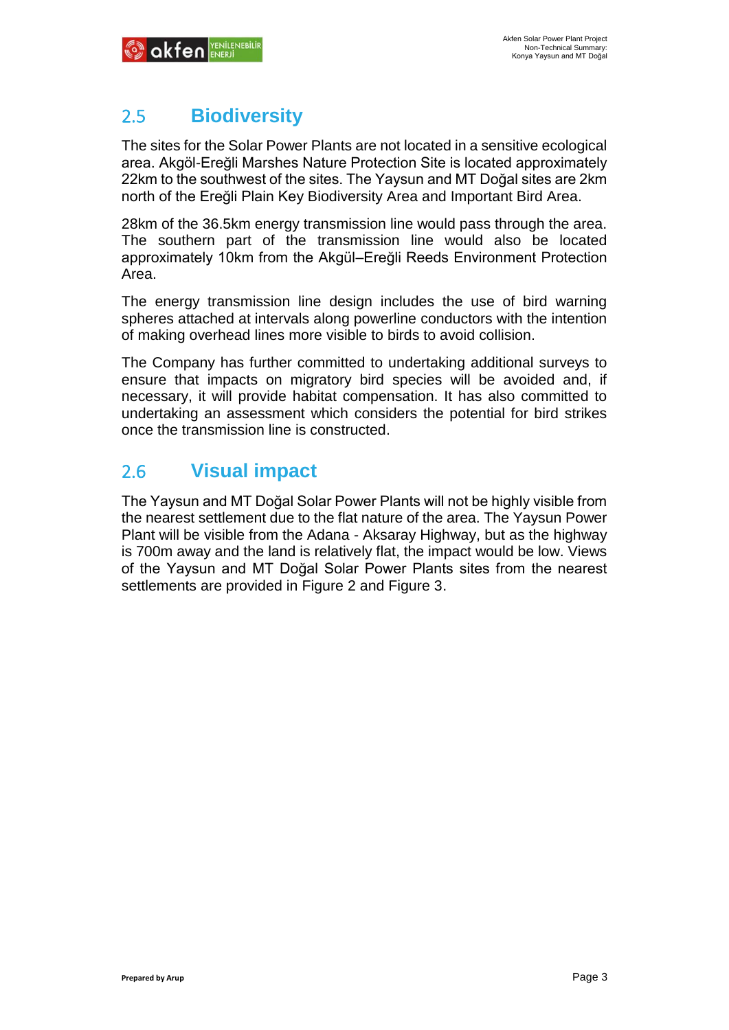## 2.5 Biodiversity

The sites for the Solar Power Plants are not located in a sensitive ecological area. Akgöl-Ereğli Marshes Nature Protection Site is located approximately 22km to the southwest of the sites. The Yaysun and MT Doğal sites are 2km north of the Ereğli Plain Key Biodiversity Area and Important Bird Area.

28km of the 36.5km energy transmission line would pass through the area. The southern part of the transmission line would also be located approximately 10km from the Akgül–Ereğli Reeds Environment Protection Area.

The energy transmission line design includes the use of bird warning spheres attached at intervals along powerline conductors with the intention of making overhead lines more visible to birds to avoid collision.

The Company has further committed to undertaking additional surveys to ensure that impacts on migratory bird species will be avoided and, if necessary, it will provide habitat compensation. It has also committed to undertaking an assessment which considers the potential for bird strikes once the transmission line is constructed.

## 2.6 Visual impact

The Yaysun and MT Doğal Solar Power Plants will not be highly visible from the nearest settlement due to the flat nature of the area. The Yaysun Power Plant will be visible from the Adana - Aksaray Highway, but as the highway is 700m away and the land is relatively flat, the impact would be low. Views of the Yaysun and MT Doğal Solar Power Plants sites from the nearest settlements are provided in Figure 2 and Figure 3.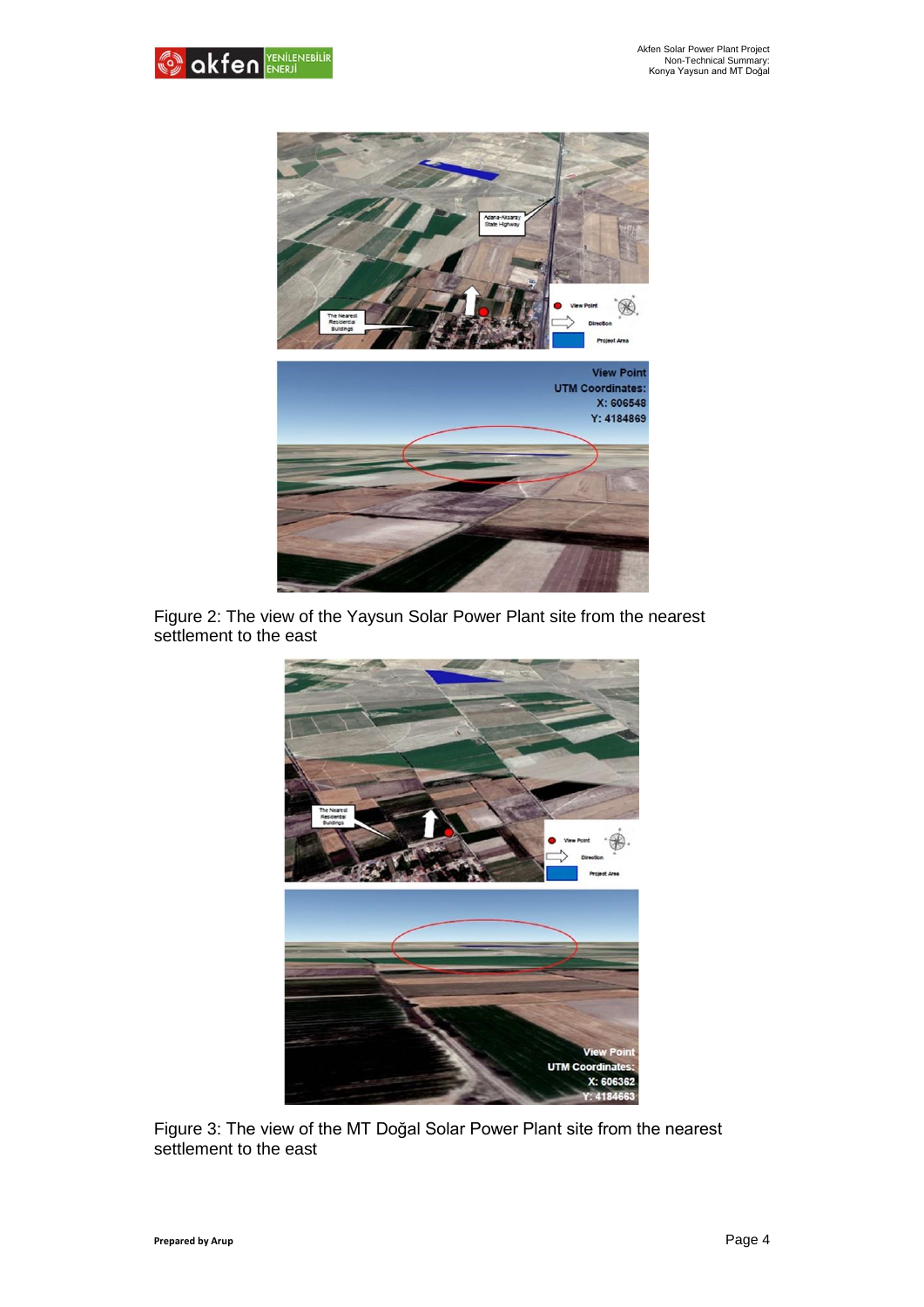Figure 2: The view of the Yaysun Solar Power Plant site from the nearest settlement to the east

Figure 3: The view of the MT Doğal Solar Power Plant site from the nearest settlement to the east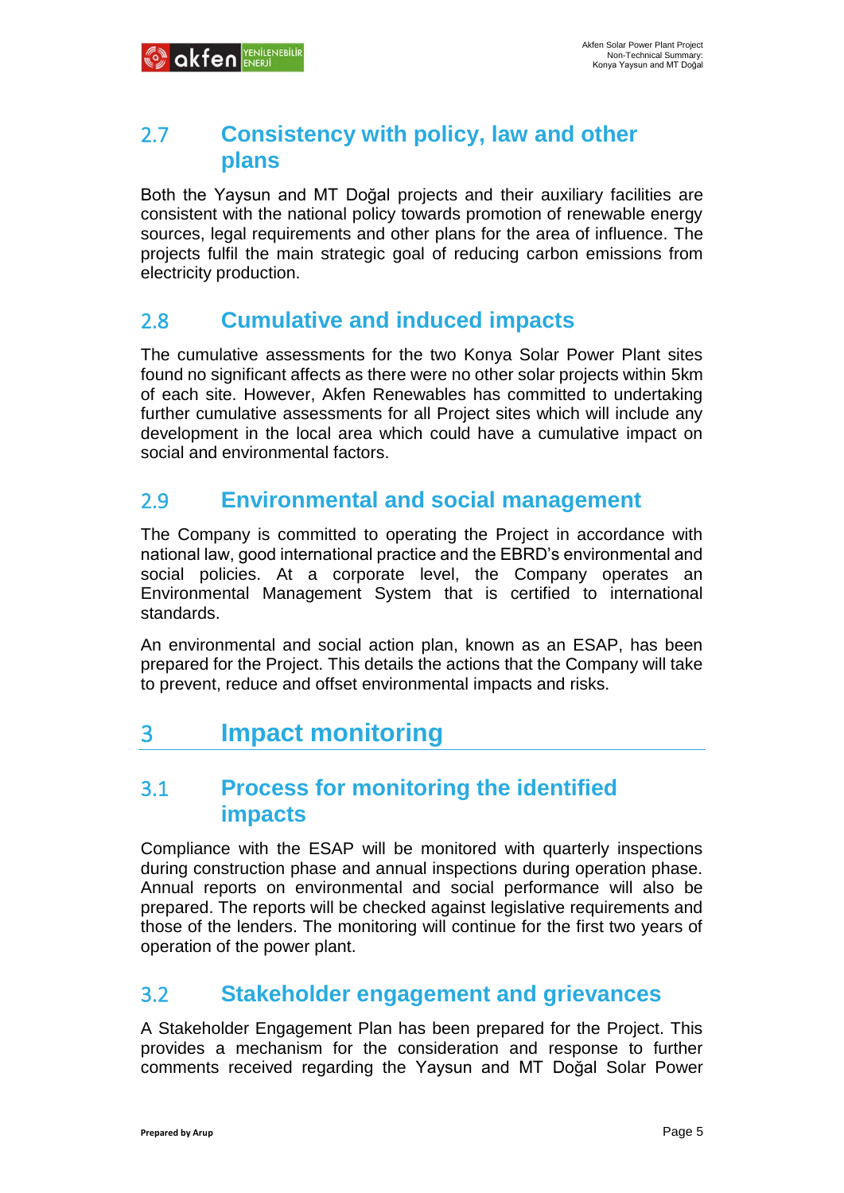## 2.7 Consistency with policy, law and other plans

Both the Yaysun and MT Doğal projects and their auxiliary facilities are consistent with the national policy towards promotion of renewable energy sources, legal requirements and other plans for the area of influence. The projects fulfil the main strategic goal of reducing carbon emissions from electricity production.

## 2.8 Cumulative and induced impacts

The cumulative assessments for the two Konya Solar Power Plant sites found no significant affects as there were no other solar projects within 5km of each site. However, Akfen Renewables has committed to undertaking further cumulative assessments for all Project sites which will include any development in the local area which could have a cumulative impact on social and environmental factors.

## 2.9 Environmental and social management

The Company is committed to operating the Project in accordance with national law, good international practice and the EBRD's environmental and social policies. At a corporate level, the Company operates an Environmental Management System that is certified to international standards.

An environmental and social action plan, known as an ESAP, has been prepared for the Project. This details the actions that the Company will take to prevent, reduce and offset environmental impacts and risks.

# 3 Impact monitoring

## 3.1 Process for monitoring the identified impacts

Compliance with the ESAP will be monitored with quarterly inspections during construction phase and annual inspections during operation phase. Annual reports on environmental and social performance will also be prepared. The reports will be checked against legislative requirements and those of the lenders. The monitoring will continue for the first two years of operation of the power plant.

## 3.2 Stakeholder engagement and grievances

A Stakeholder Engagement Plan has been prepared for the Project. This provides a mechanism for the consideration and response to further comments received regarding the Yaysun and MT Doğal Solar Power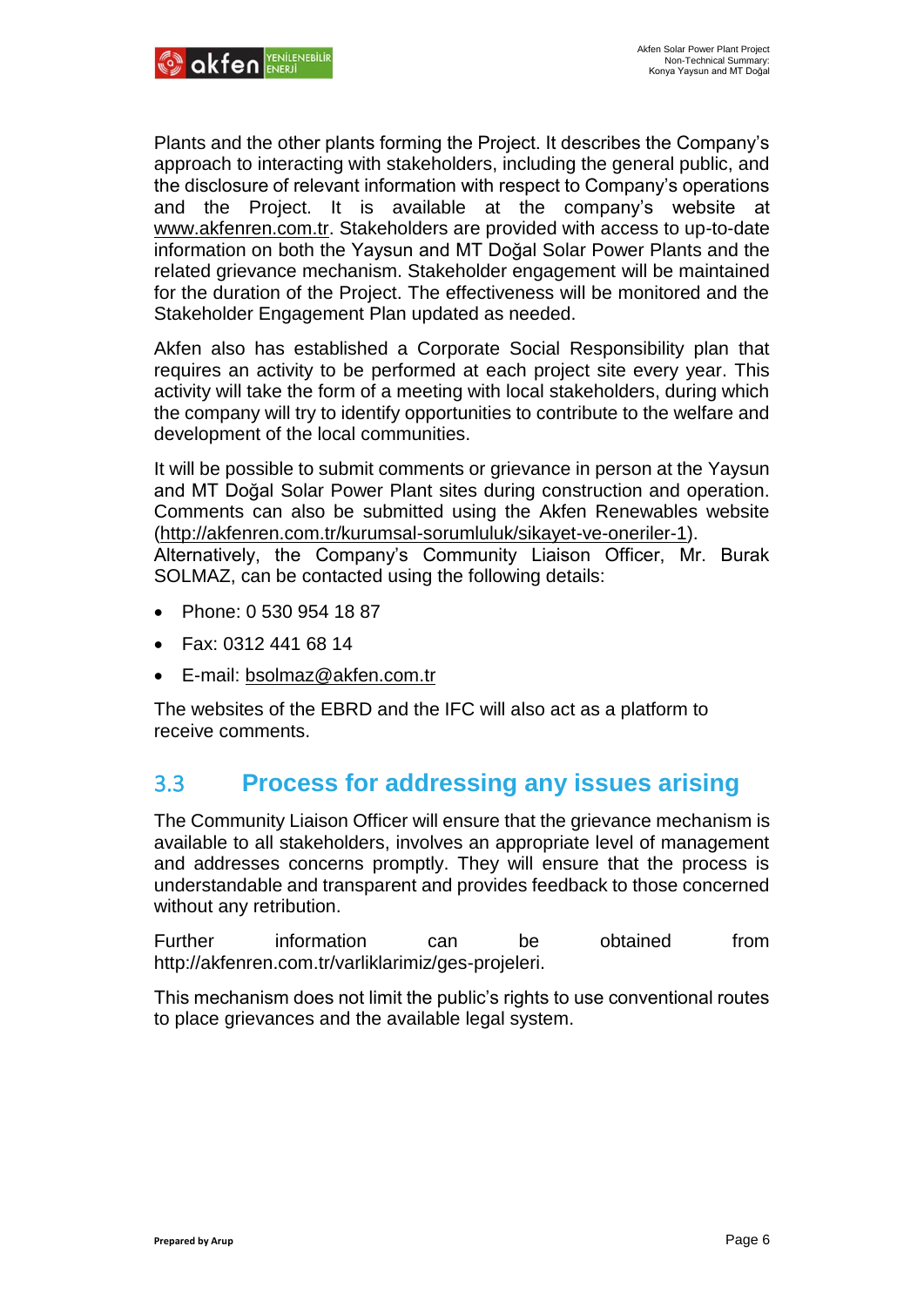Plants and the other plants forming the Project. It describes the Company's approach to interacting with stakeholders, including the general public, and the disclosure of relevant information with respect to Company's operations and the Project. It is available at the company's website at www.akfenren.com.tr. Stakeholders are provided with access to up-to-date information on both the Yaysun and MT Doğal Solar Power Plants and the related grievance mechanism. Stakeholder engagement will be maintained for the duration of the Project. The effectiveness will be monitored and the Stakeholder Engagement Plan updated as needed.

Akfen also has established a Corporate Social Responsibility plan that requires an activity to be performed at each project site every year. This activity will take the form of a meeting with local stakeholders, during which the company will try to identify opportunities to contribute to the welfare and development of the local communities.

It will be possible to submit comments or grievance in person at the Yaysun and MT Doğal Solar Power Plant sites during construction and operation. Comments can also be submitted using the Akfen Renewables website (http://akfenren.com.tr/kurumsal-sorumluluk/sikayet-ve-oneriler-1).
Alternatively, the Company's Community Liaison Officer, Mr. Burak SOLMAZ, can be contacted using the following details:

- Phone: 0 530 954 18 87
- Fax: 0312 441 68 14
- E-mail: bsolmaz@akfen.com.tr

The websites of the EBRD and the IFC will also act as a platform to receive comments.

## 3.3 Process for addressing any issues arising

The Community Liaison Officer will ensure that the grievance mechanism is available to all stakeholders, involves an appropriate level of management and addresses concerns promptly. They will ensure that the process is understandable and transparent and provides feedback to those concerned without any retribution.

Further information can be obtained from http://akfenren.com.tr/varliklarimiz/ges-projeleri.

This mechanism does not limit the public's rights to use conventional routes to place grievances and the available legal system.